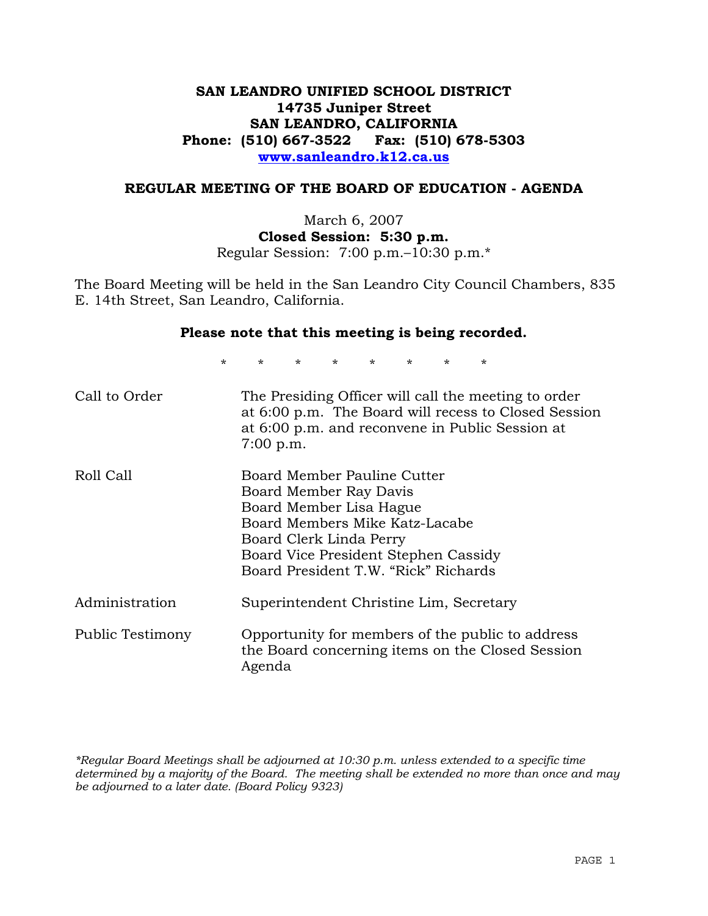**SAN LEANDRO UNIFIED SCHOOL DISTRICT**
**14735 Juniper Street**
**SAN LEANDRO, CALIFORNIA**
**Phone: (510) 667-3522 Fax: (510) 678-5303**
**www.sanleandro.k12.ca.us**

## REGULAR MEETING OF THE BOARD OF EDUCATION - AGENDA

March 6, 2007
**Closed Session: 5:30 p.m.**
Regular Session: 7:00 p.m.–10:30 p.m.*

The Board Meeting will be held in the San Leandro City Council Chambers, 835 E. 14th Street, San Leandro, California.

**Please note that this meeting is being recorded.**

\* \* \* \* \* \* \* \*

| | |
|---|---|
| Call to Order | The Presiding Officer will call the meeting to order at 6:00 p.m. The Board will recess to Closed Session at 6:00 p.m. and reconvene in Public Session at 7:00 p.m. |
| Roll Call | Board Member Pauline Cutter<br>Board Member Ray Davis<br>Board Member Lisa Hague<br>Board Members Mike Katz-Lacabe<br>Board Clerk Linda Perry<br>Board Vice President Stephen Cassidy<br>Board President T.W. "Rick" Richards |
| Administration | Superintendent Christine Lim, Secretary |
| Public Testimony | Opportunity for members of the public to address the Board concerning items on the Closed Session Agenda |

*\*Regular Board Meetings shall be adjourned at 10:30 p.m. unless extended to a specific time determined by a majority of the Board. The meeting shall be extended no more than once and may be adjourned to a later date. (Board Policy 9323)*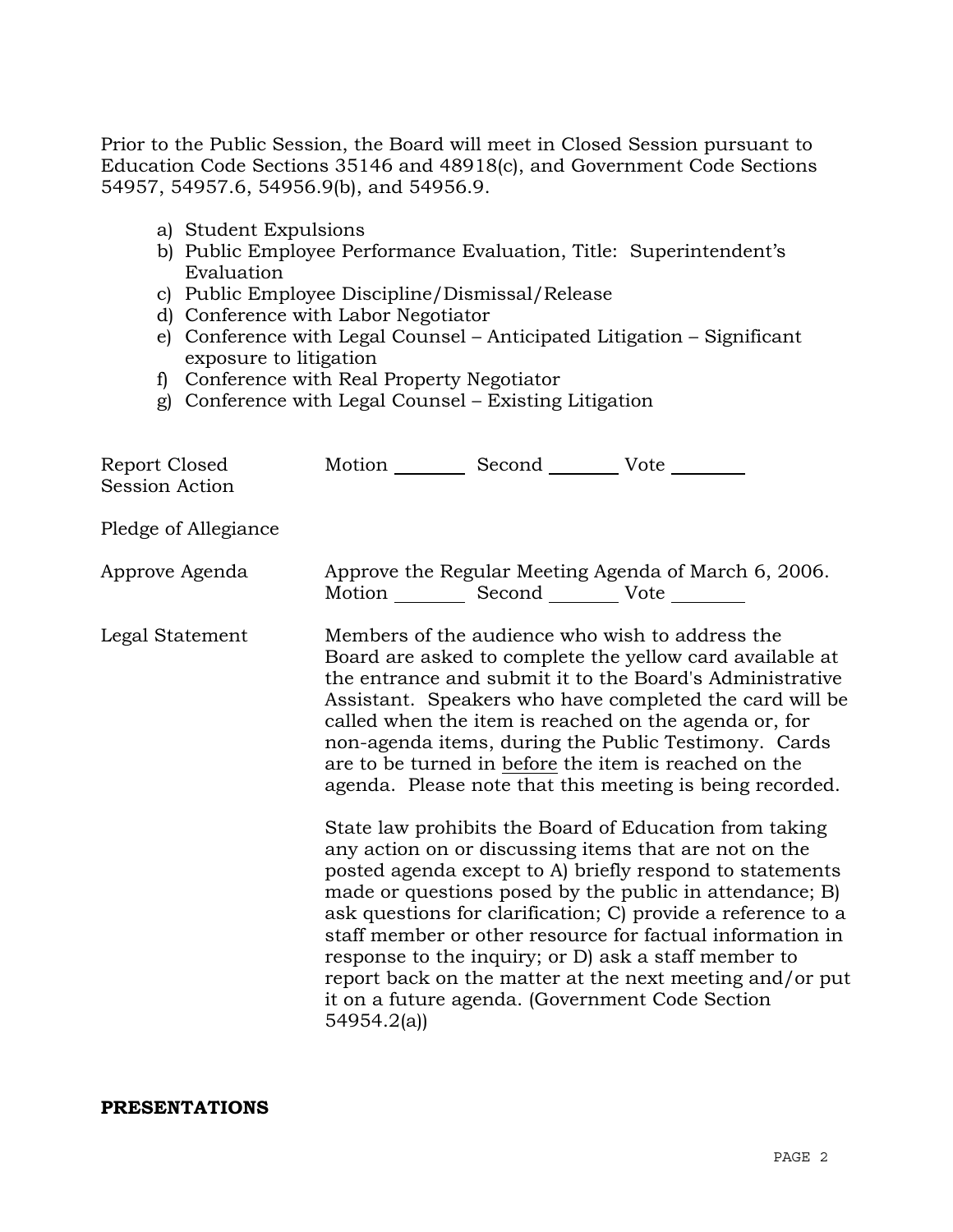Prior to the Public Session, the Board will meet in Closed Session pursuant to Education Code Sections 35146 and 48918(c), and Government Code Sections 54957, 54957.6, 54956.9(b), and 54956.9.

a) Student Expulsions
b) Public Employee Performance Evaluation, Title: Superintendent's Evaluation
c) Public Employee Discipline/Dismissal/Release
d) Conference with Labor Negotiator
e) Conference with Legal Counsel – Anticipated Litigation – Significant exposure to litigation
f) Conference with Real Property Negotiator
g) Conference with Legal Counsel – Existing Litigation

Report Closed Session Action — Motion ________ Second ________ Vote ________

Pledge of Allegiance

Approve Agenda — Approve the Regular Meeting Agenda of March 6, 2006.
Motion ________ Second ________ Vote ________

Legal Statement — Members of the audience who wish to address the Board are asked to complete the yellow card available at the entrance and submit it to the Board's Administrative Assistant. Speakers who have completed the card will be called when the item is reached on the agenda or, for non-agenda items, during the Public Testimony. Cards are to be turned in <u>before</u> the item is reached on the agenda. Please note that this meeting is being recorded.

State law prohibits the Board of Education from taking any action on or discussing items that are not on the posted agenda except to A) briefly respond to statements made or questions posed by the public in attendance; B) ask questions for clarification; C) provide a reference to a staff member or other resource for factual information in response to the inquiry; or D) ask a staff member to report back on the matter at the next meeting and/or put it on a future agenda. (Government Code Section 54954.2(a))

**PRESENTATIONS**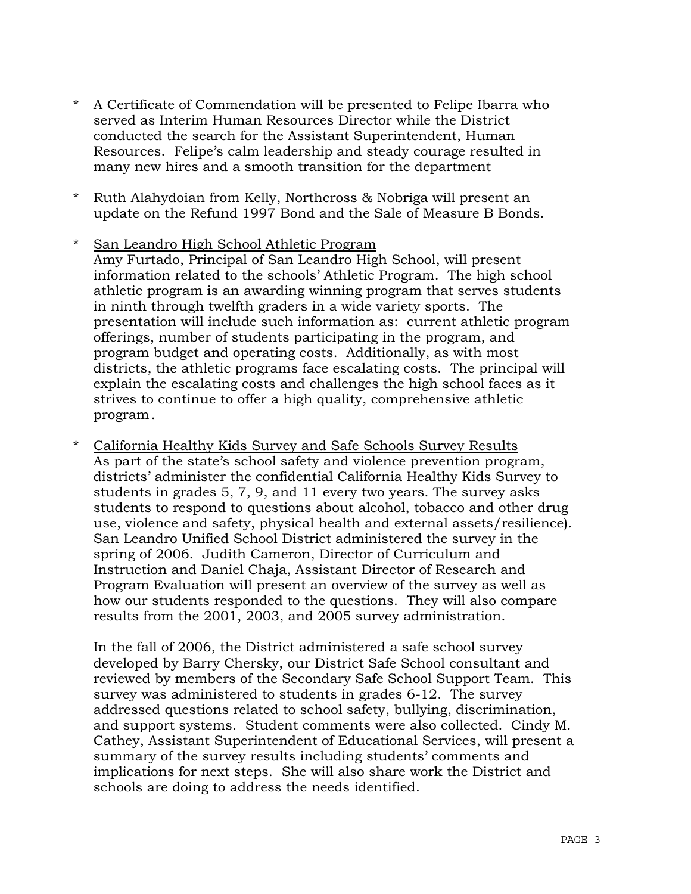* A Certificate of Commendation will be presented to Felipe Ibarra who served as Interim Human Resources Director while the District conducted the search for the Assistant Superintendent, Human Resources. Felipe's calm leadership and steady courage resulted in many new hires and a smooth transition for the department

* Ruth Alahydoian from Kelly, Northcross & Nobriga will present an update on the Refund 1997 Bond and the Sale of Measure B Bonds.

* <u>San Leandro High School Athletic Program</u>
  Amy Furtado, Principal of San Leandro High School, will present information related to the schools' Athletic Program. The high school athletic program is an awarding winning program that serves students in ninth through twelfth graders in a wide variety sports. The presentation will include such information as: current athletic program offerings, number of students participating in the program, and program budget and operating costs. Additionally, as with most districts, the athletic programs face escalating costs. The principal will explain the escalating costs and challenges the high school faces as it strives to continue to offer a high quality, comprehensive athletic program.

* <u>California Healthy Kids Survey and Safe Schools Survey Results</u>
  As part of the state's school safety and violence prevention program, districts' administer the confidential California Healthy Kids Survey to students in grades 5, 7, 9, and 11 every two years. The survey asks students to respond to questions about alcohol, tobacco and other drug use, violence and safety, physical health and external assets/resilience). San Leandro Unified School District administered the survey in the spring of 2006. Judith Cameron, Director of Curriculum and Instruction and Daniel Chaja, Assistant Director of Research and Program Evaluation will present an overview of the survey as well as how our students responded to the questions. They will also compare results from the 2001, 2003, and 2005 survey administration.

  In the fall of 2006, the District administered a safe school survey developed by Barry Chersky, our District Safe School consultant and reviewed by members of the Secondary Safe School Support Team. This survey was administered to students in grades 6-12. The survey addressed questions related to school safety, bullying, discrimination, and support systems. Student comments were also collected. Cindy M. Cathey, Assistant Superintendent of Educational Services, will present a summary of the survey results including students' comments and implications for next steps. She will also share work the District and schools are doing to address the needs identified.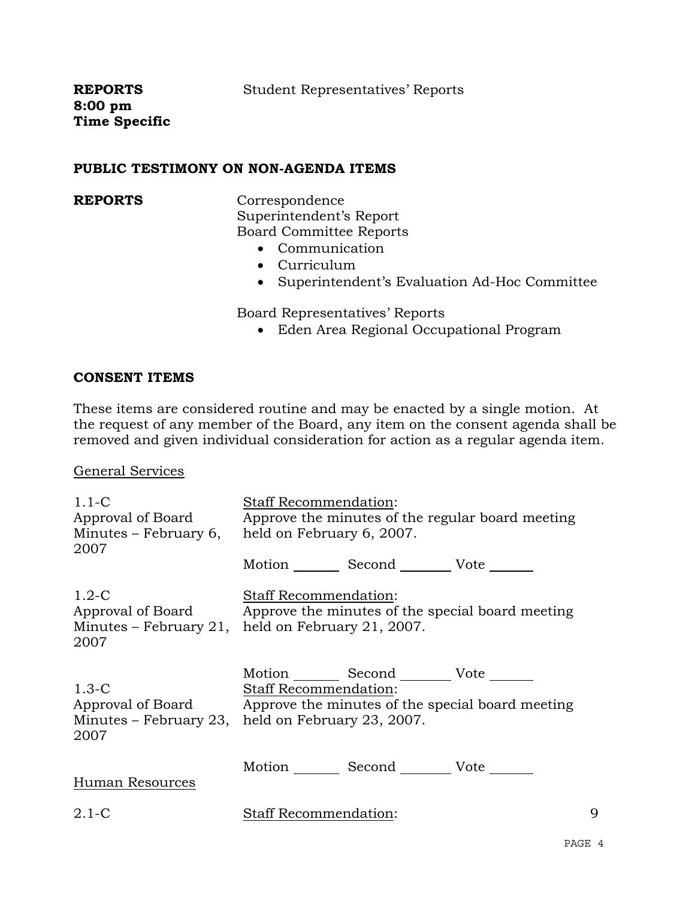**REPORTS**
**8:00 pm**
**Time Specific**

Student Representatives' Reports

**PUBLIC TESTIMONY ON NON-AGENDA ITEMS**

**REPORTS**

Correspondence
Superintendent's Report
Board Committee Reports

- Communication
- Curriculum
- Superintendent's Evaluation Ad-Hoc Committee

Board Representatives' Reports

- Eden Area Regional Occupational Program

**CONSENT ITEMS**

These items are considered routine and may be enacted by a single motion. At the request of any member of the Board, any item on the consent agenda shall be removed and given individual consideration for action as a regular agenda item.

General Services

1.1-C
Approval of Board Minutes – February 6, 2007

Staff Recommendation:
Approve the minutes of the regular board meeting held on February 6, 2007.

Motion _______ Second _______ Vote _______

1.2-C
Approval of Board Minutes – February 21, 2007

Staff Recommendation:
Approve the minutes of the special board meeting held on February 21, 2007.

Motion _______ Second _______ Vote _______

1.3-C
Approval of Board Minutes – February 23, 2007

Staff Recommendation:
Approve the minutes of the special board meeting held on February 23, 2007.

Motion _______ Second _______ Vote _______

Human Resources

2.1-C

Staff Recommendation:

9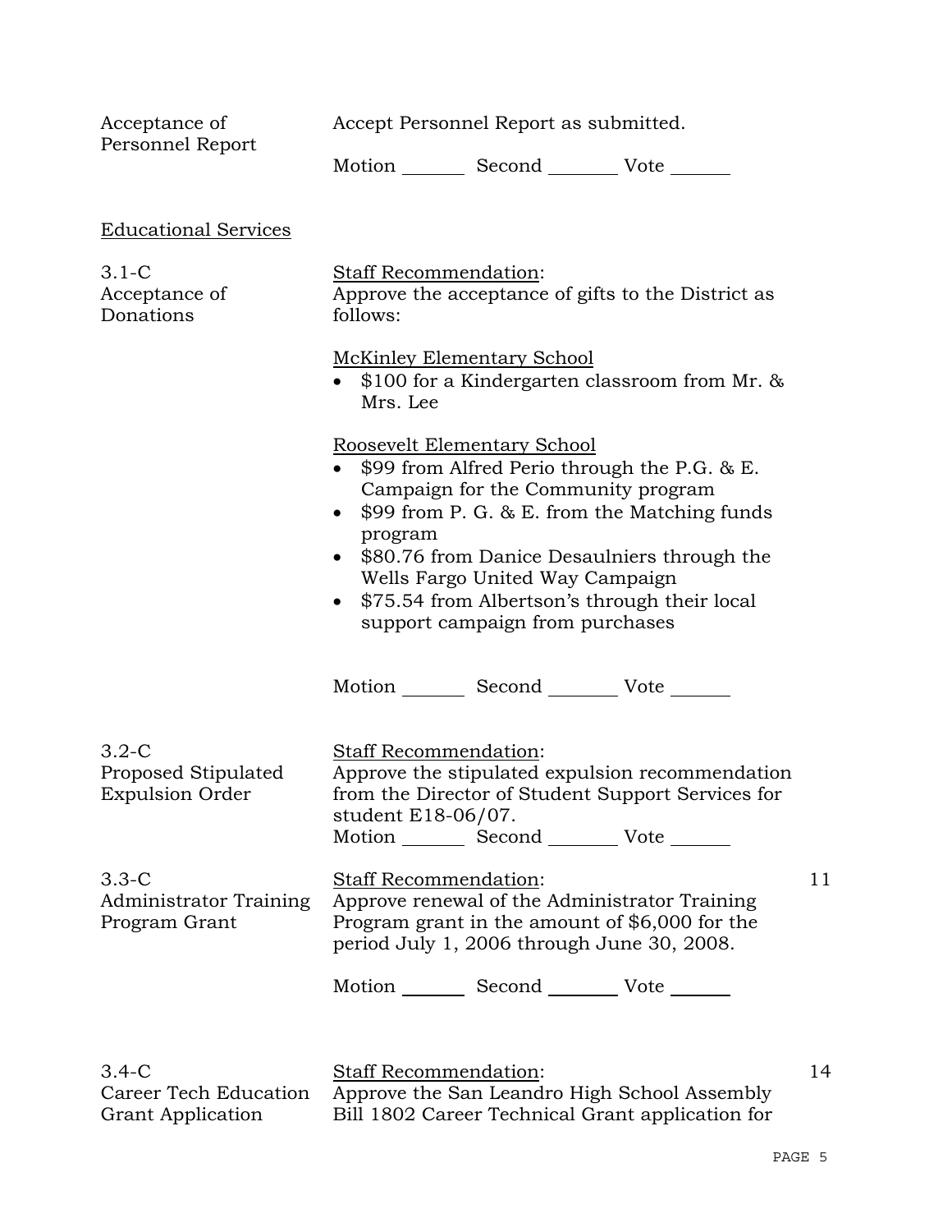Acceptance of Personnel Report

Accept Personnel Report as submitted.

Motion _______ Second _______ Vote _______

Educational Services

3.1-C Acceptance of Donations

Staff Recommendation:
Approve the acceptance of gifts to the District as follows:

McKinley Elementary School

- $100 for a Kindergarten classroom from Mr. & Mrs. Lee

Roosevelt Elementary School

- $99 from Alfred Perio through the P.G. & E. Campaign for the Community program
- $99 from P. G. & E. from the Matching funds program
- $80.76 from Danice Desaulniers through the Wells Fargo United Way Campaign
- $75.54 from Albertson's through their local support campaign from purchases

Motion _______ Second _______ Vote _______

3.2-C Proposed Stipulated Expulsion Order

Staff Recommendation:
Approve the stipulated expulsion recommendation from the Director of Student Support Services for student E18-06/07.

Motion _______ Second _______ Vote _______

3.3-C Administrator Training Program Grant

Staff Recommendation:
Approve renewal of the Administrator Training Program grant in the amount of $6,000 for the period July 1, 2006 through June 30, 2008.

11

Motion _______ Second _______ Vote _______

3.4-C Career Tech Education Grant Application

Staff Recommendation:
Approve the San Leandro High School Assembly Bill 1802 Career Technical Grant application for

14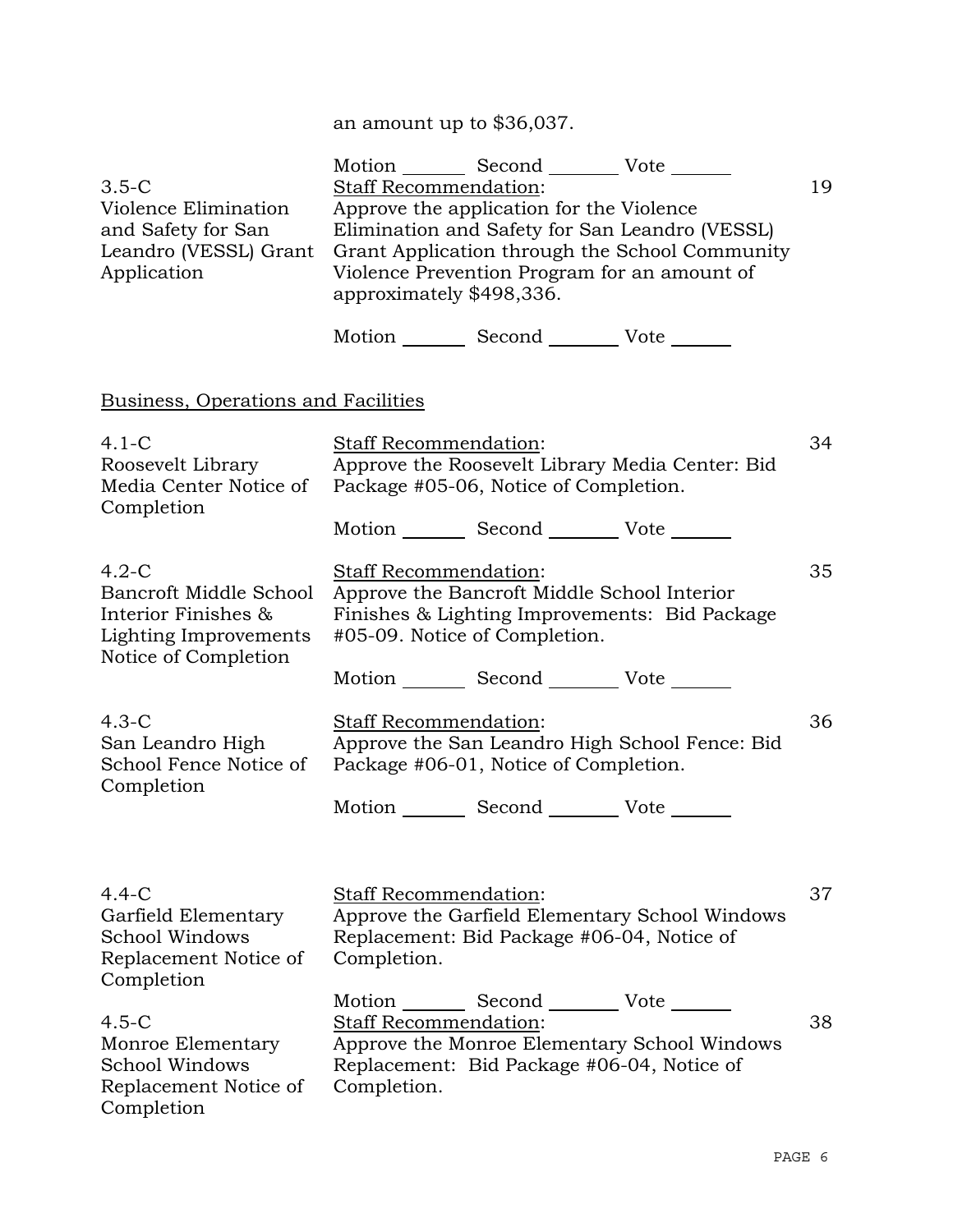an amount up to $36,037.

Motion _______ Second ________ Vote _______

**3.5-C**
**Violence Elimination and Safety for San Leandro (VESSL) Grant Application**

Staff Recommendation: — 19

Approve the application for the Violence Elimination and Safety for San Leandro (VESSL) Grant Application through the School Community Violence Prevention Program for an amount of approximately $498,336.

Motion _______ Second ________ Vote _______

## Business, Operations and Facilities

**4.1-C**
**Roosevelt Library Media Center Notice of Completion**

Staff Recommendation: — 34

Approve the Roosevelt Library Media Center: Bid Package #05-06, Notice of Completion.

Motion _______ Second ________ Vote _______

**4.2-C**
**Bancroft Middle School Interior Finishes & Lighting Improvements Notice of Completion**

Staff Recommendation: — 35

Approve the Bancroft Middle School Interior Finishes & Lighting Improvements: Bid Package #05-09. Notice of Completion.

Motion _______ Second ________ Vote _______

**4.3-C**
**San Leandro High School Fence Notice of Completion**

Staff Recommendation: — 36

Approve the San Leandro High School Fence: Bid Package #06-01, Notice of Completion.

Motion _______ Second ________ Vote _______

**4.4-C**
**Garfield Elementary School Windows Replacement Notice of Completion**

Staff Recommendation: — 37

Approve the Garfield Elementary School Windows Replacement: Bid Package #06-04, Notice of Completion.

Motion _______ Second ________ Vote _______

**4.5-C**
**Monroe Elementary School Windows Replacement Notice of Completion**

Staff Recommendation: — 38

Approve the Monroe Elementary School Windows Replacement: Bid Package #06-04, Notice of Completion.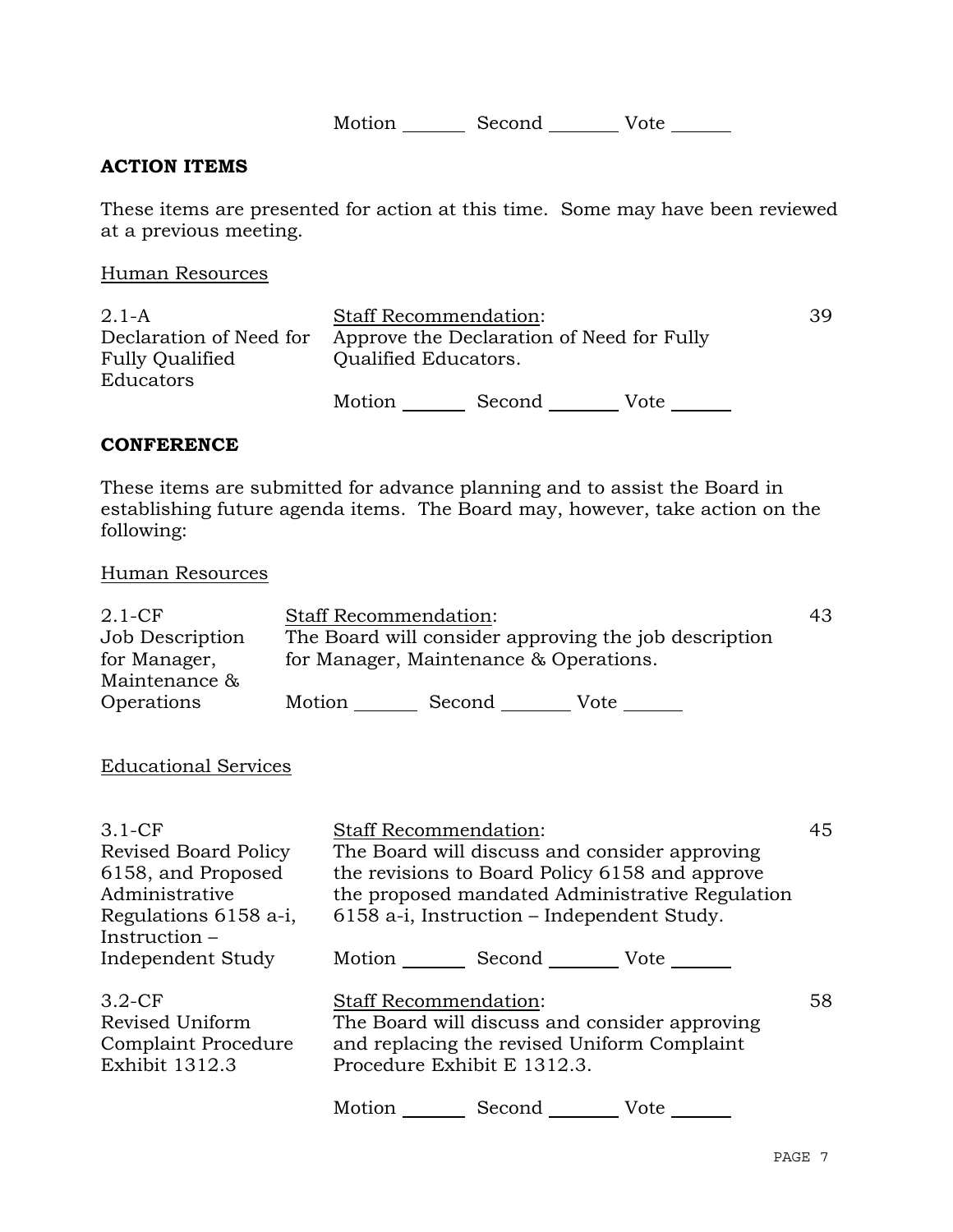Motion _______ Second _______ Vote _______

**ACTION ITEMS**

These items are presented for action at this time. Some may have been reviewed at a previous meeting.

Human Resources

| | | |
|---|---|---|
| 2.1-A<br>Declaration of Need for Fully Qualified Educators | Staff Recommendation:<br>Approve the Declaration of Need for Fully Qualified Educators.<br><br>Motion _______ Second _______ Vote _______ | 39 |

**CONFERENCE**

These items are submitted for advance planning and to assist the Board in establishing future agenda items. The Board may, however, take action on the following:

Human Resources

| | | |
|---|---|---|
| 2.1-CF<br>Job Description for Manager, Maintenance & Operations | Staff Recommendation:<br>The Board will consider approving the job description for Manager, Maintenance & Operations.<br><br>Motion _______ Second _______ Vote _______ | 43 |

Educational Services

| | | |
|---|---|---|
| 3.1-CF<br>Revised Board Policy 6158, and Proposed Administrative Regulations 6158 a-i, Instruction – Independent Study | Staff Recommendation:<br>The Board will discuss and consider approving the revisions to Board Policy 6158 and approve the proposed mandated Administrative Regulation 6158 a-i, Instruction – Independent Study.<br><br>Motion _______ Second _______ Vote _______ | 45 |
| 3.2-CF<br>Revised Uniform Complaint Procedure Exhibit 1312.3 | Staff Recommendation:<br>The Board will discuss and consider approving and replacing the revised Uniform Complaint Procedure Exhibit E 1312.3.<br><br>Motion _______ Second _______ Vote _______ | 58 |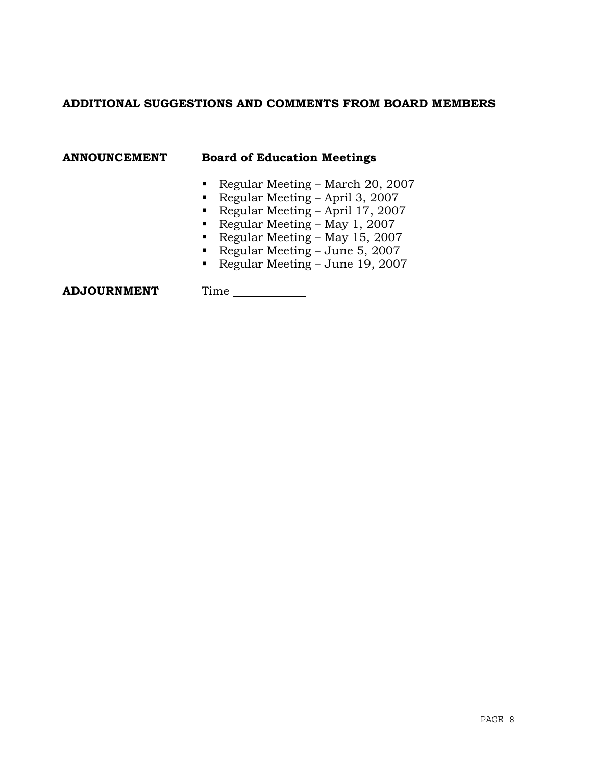**ADDITIONAL SUGGESTIONS AND COMMENTS FROM BOARD MEMBERS**

**ANNOUNCEMENT** **Board of Education Meetings**

- Regular Meeting – March 20, 2007
- Regular Meeting – April 3, 2007
- Regular Meeting – April 17, 2007
- Regular Meeting – May 1, 2007
- Regular Meeting – May 15, 2007
- Regular Meeting – June 5, 2007
- Regular Meeting – June 19, 2007

**ADJOURNMENT** Time ____________